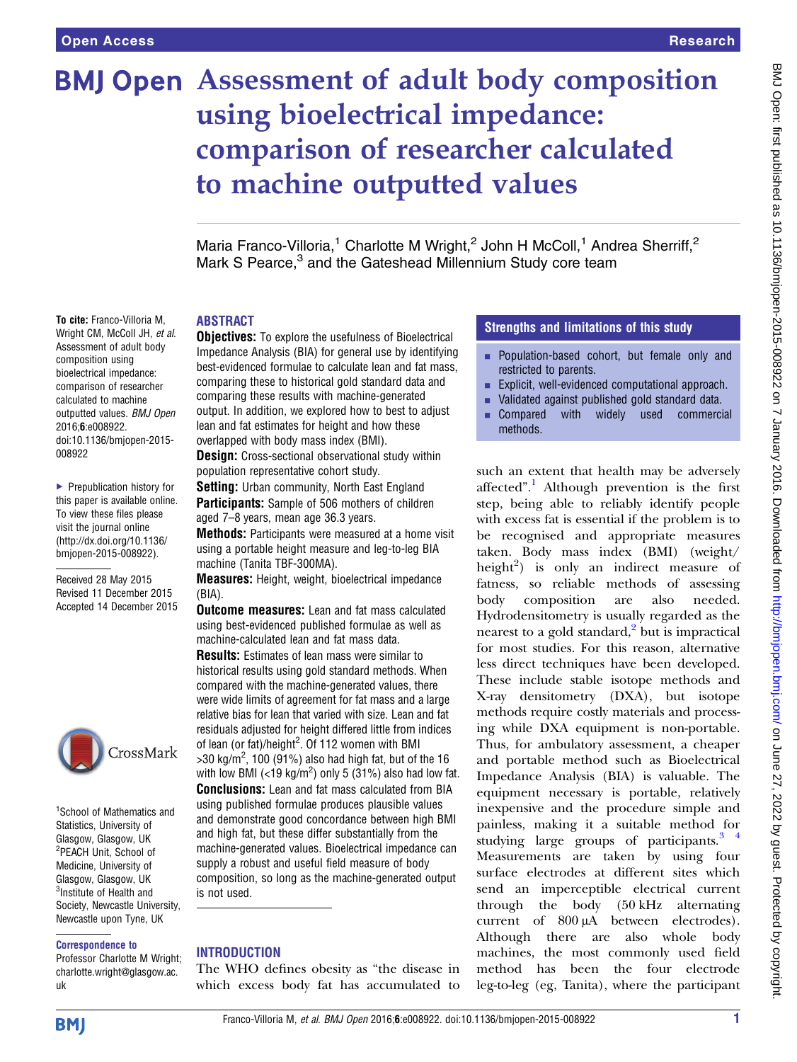# Assessment of adult body composition using bioelectrical impedance: comparison of researcher calculated to machine outputted values

Maria Franco-Villoria,[1] Charlotte M Wright,[2] John H McColl,[1] Andrea Sherriff,[2] Mark S Pearce,[3] and the Gateshead Millennium Study core team

**To cite:** Franco-Villoria M, Wright CM, McColl JH, *et al*. Assessment of adult body composition using bioelectrical impedance: comparison of researcher calculated to machine outputted values. *BMJ Open* 2016;**6**:e008922. doi:10.1136/bmjopen-2015-008922

▸ Prepublication history for this paper is available online. To view these files please visit the journal online (http://dx.doi.org/10.1136/bmjopen-2015-008922).

Received 28 May 2015
Revised 11 December 2015
Accepted 14 December 2015

[1]School of Mathematics and Statistics, University of Glasgow, Glasgow, UK
[2]PEACH Unit, School of Medicine, University of Glasgow, Glasgow, UK
[3]Institute of Health and Society, Newcastle University, Newcastle upon Tyne, UK

**Correspondence to**
Professor Charlotte M Wright; charlotte.wright@glasgow.ac.uk

## ABSTRACT

**Objectives:** To explore the usefulness of Bioelectrical Impedance Analysis (BIA) for general use by identifying best-evidenced formulae to calculate lean and fat mass, comparing these to historical gold standard data and comparing these results with machine-generated output. In addition, we explored how to best to adjust lean and fat estimates for height and how these overlapped with body mass index (BMI).

**Design:** Cross-sectional observational study within population representative cohort study.

**Setting:** Urban community, North East England

**Participants:** Sample of 506 mothers of children aged 7–8 years, mean age 36.3 years.

**Methods:** Participants were measured at a home visit using a portable height measure and leg-to-leg BIA machine (Tanita TBF-300MA).

**Measures:** Height, weight, bioelectrical impedance (BIA).

**Outcome measures:** Lean and fat mass calculated using best-evidenced published formulae as well as machine-calculated lean and fat mass data.

**Results:** Estimates of lean mass were similar to historical results using gold standard methods. When compared with the machine-generated values, there were wide limits of agreement for fat mass and a large relative bias for lean that varied with size. Lean and fat residuals adjusted for height differed little from indices of lean (or fat)/height$^2$. Of 112 women with BMI >30 kg/m$^2$, 100 (91%) also had high fat, but of the 16 with low BMI (<19 kg/m$^2$) only 5 (31%) also had low fat.

**Conclusions:** Lean and fat mass calculated from BIA using published formulae produces plausible values and demonstrate good concordance between high BMI and high fat, but these differ substantially from the machine-generated values. Bioelectrical impedance can supply a robust and useful field measure of body composition, so long as the machine-generated output is not used.

### Strengths and limitations of this study

- Population-based cohort, but female only and restricted to parents.
- Explicit, well-evidenced computational approach.
- Validated against published gold standard data.
- Compared with widely used commercial methods.

## INTRODUCTION

The WHO defines obesity as "the disease in which excess body fat has accumulated to such an extent that health may be adversely affected".[1] Although prevention is the first step, being able to reliably identify people with excess fat is essential if the problem is to be recognised and appropriate measures taken. Body mass index (BMI) (weight/height$^2$) is only an indirect measure of fatness, so reliable methods of assessing body composition are also needed. Hydrodensitometry is usually regarded as the nearest to a gold standard,[2] but is impractical for most studies. For this reason, alternative less direct techniques have been developed. These include stable isotope methods and X-ray densitometry (DXA), but isotope methods require costly materials and processing while DXA equipment is non-portable. Thus, for ambulatory assessment, a cheaper and portable method such as Bioelectrical Impedance Analysis (BIA) is valuable. The equipment necessary is portable, relatively inexpensive and the procedure simple and painless, making it a suitable method for studying large groups of participants.[3 4] Measurements are taken by using four surface electrodes at different sites which send an imperceptible electrical current through the body (50 kHz alternating current of 800 µA between electrodes). Although there are also whole body machines, the most commonly used field method has been the four electrode leg-to-leg (eg, Tanita), where the participant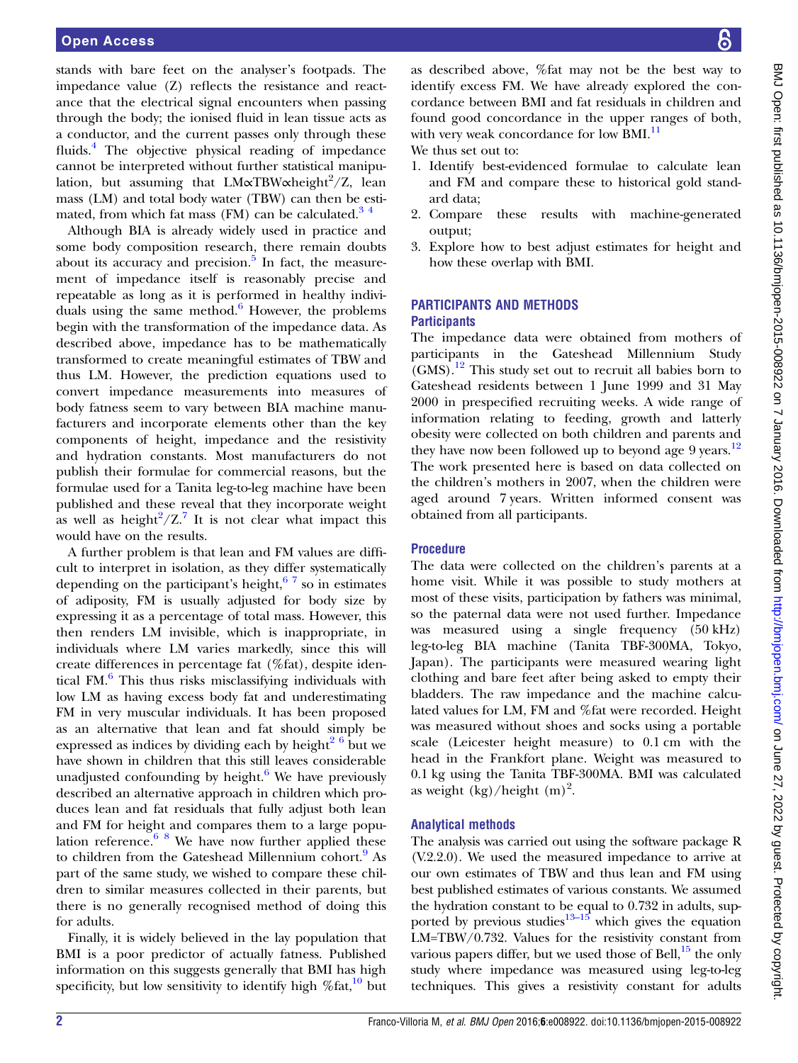stands with bare feet on the analyser's footpads. The impedance value (Z) reflects the resistance and reactance that the electrical signal encounters when passing through the body; the ionised fluid in lean tissue acts as a conductor, and the current passes only through these fluids.[4] The objective physical reading of impedance cannot be interpreted without further statistical manipulation, but assuming that LM∝TBW∝height$^2$/Z, lean mass (LM) and total body water (TBW) can then be estimated, from which fat mass (FM) can be calculated.[3 4]

Although BIA is already widely used in practice and some body composition research, there remain doubts about its accuracy and precision.[5] In fact, the measurement of impedance itself is reasonably precise and repeatable as long as it is performed in healthy individuals using the same method.[6] However, the problems begin with the transformation of the impedance data. As described above, impedance has to be mathematically transformed to create meaningful estimates of TBW and thus LM. However, the prediction equations used to convert impedance measurements into measures of body fatness seem to vary between BIA machine manufacturers and incorporate elements other than the key components of height, impedance and the resistivity and hydration constants. Most manufacturers do not publish their formulae for commercial reasons, but the formulae used for a Tanita leg-to-leg machine have been published and these reveal that they incorporate weight as well as height$^2$/Z.[7] It is not clear what impact this would have on the results.

A further problem is that lean and FM values are difficult to interpret in isolation, as they differ systematically depending on the participant's height,[6 7] so in estimates of adiposity, FM is usually adjusted for body size by expressing it as a percentage of total mass. However, this then renders LM invisible, which is inappropriate, in individuals where LM varies markedly, since this will create differences in percentage fat (%fat), despite identical FM.[6] This thus risks misclassifying individuals with low LM as having excess body fat and underestimating FM in very muscular individuals. It has been proposed as an alternative that lean and fat should simply be expressed as indices by dividing each by height[2 6] but we have shown in children that this still leaves considerable unadjusted confounding by height.[6] We have previously described an alternative approach in children which produces lean and fat residuals that fully adjust both lean and FM for height and compares them to a large population reference.[6 8] We have now further applied these to children from the Gateshead Millennium cohort.[9] As part of the same study, we wished to compare these children to similar measures collected in their parents, but there is no generally recognised method of doing this for adults.

Finally, it is widely believed in the lay population that BMI is a poor predictor of actually fatness. Published information on this suggests generally that BMI has high specificity, but low sensitivity to identify high %fat,[10] but as described above, %fat may not be the best way to identify excess FM. We have already explored the concordance between BMI and fat residuals in children and found good concordance in the upper ranges of both, with very weak concordance for low BMI.[11]

We thus set out to:

1. Identify best-evidenced formulae to calculate lean and FM and compare these to historical gold standard data;
2. Compare these results with machine-generated output;
3. Explore how to best adjust estimates for height and how these overlap with BMI.

## PARTICIPANTS AND METHODS

### Participants

The impedance data were obtained from mothers of participants in the Gateshead Millennium Study (GMS).[12] This study set out to recruit all babies born to Gateshead residents between 1 June 1999 and 31 May 2000 in prespecified recruiting weeks. A wide range of information relating to feeding, growth and latterly obesity were collected on both children and parents and they have now been followed up to beyond age 9 years.[12] The work presented here is based on data collected on the children's mothers in 2007, when the children were aged around 7 years. Written informed consent was obtained from all participants.

### Procedure

The data were collected on the children's parents at a home visit. While it was possible to study mothers at most of these visits, participation by fathers was minimal, so the paternal data were not used further. Impedance was measured using a single frequency (50 kHz) leg-to-leg BIA machine (Tanita TBF-300MA, Tokyo, Japan). The participants were measured wearing light clothing and bare feet after being asked to empty their bladders. The raw impedance and the machine calculated values for LM, FM and %fat were recorded. Height was measured without shoes and socks using a portable scale (Leicester height measure) to 0.1 cm with the head in the Frankfort plane. Weight was measured to 0.1 kg using the Tanita TBF-300MA. BMI was calculated as weight (kg)/height (m)$^2$.

### Analytical methods

The analysis was carried out using the software package R (V.2.2.0). We used the measured impedance to arrive at our own estimates of TBW and thus lean and FM using best published estimates of various constants. We assumed the hydration constant to be equal to 0.732 in adults, supported by previous studies[13–15] which gives the equation LM=TBW/0.732. Values for the resistivity constant from various papers differ, but we used those of Bell,[15] the only study where impedance was measured using leg-to-leg techniques. This gives a resistivity constant for adults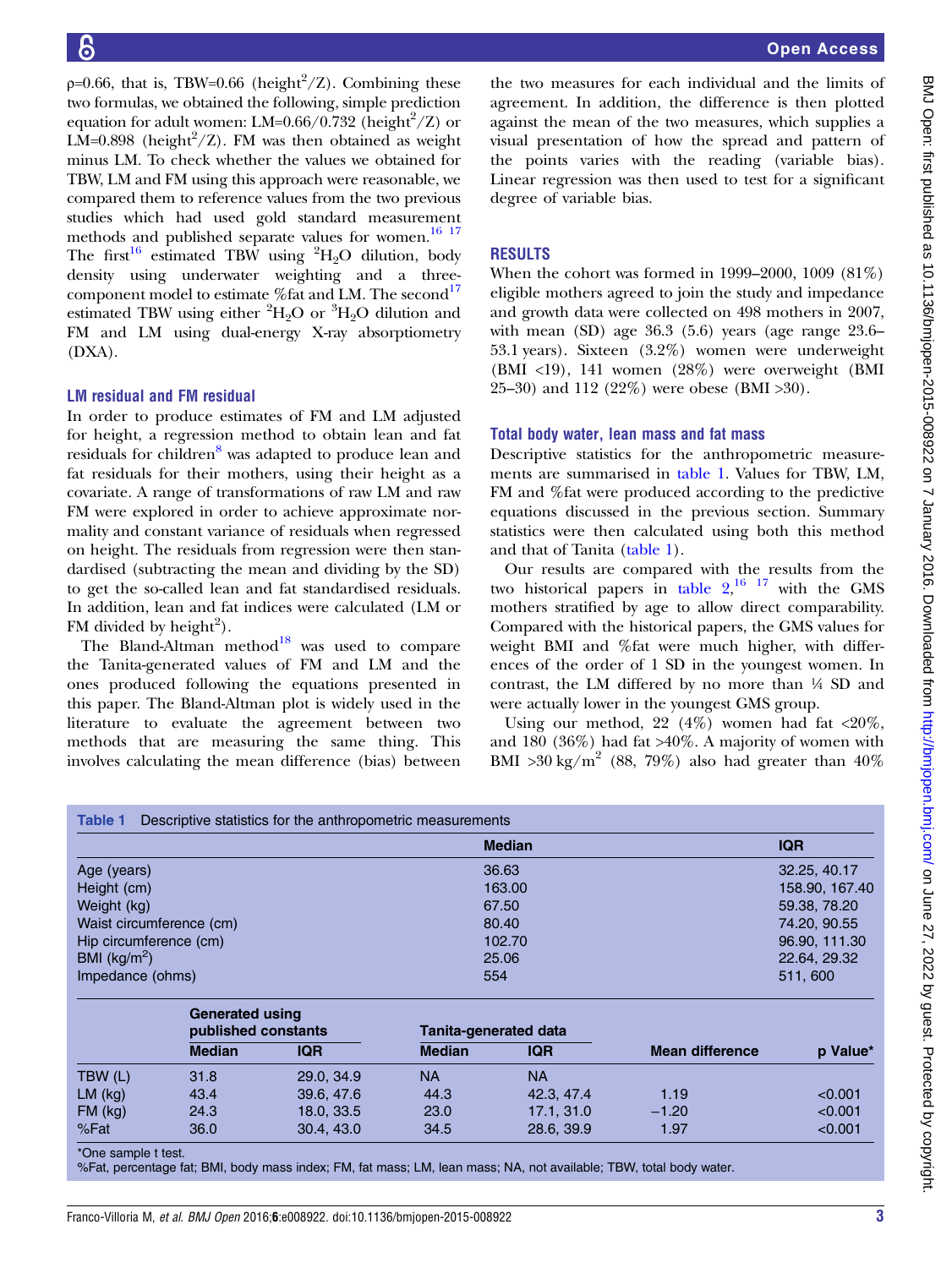ρ=0.66, that is, TBW=0.66 ($\text{height}^2/Z$). Combining these two formulas, we obtained the following, simple prediction equation for adult women: LM=0.66/0.732 ($\text{height}^2/Z$) or LM=0.898 ($\text{height}^2/Z$). FM was then obtained as weight minus LM. To check whether the values we obtained for TBW, LM and FM using this approach were reasonable, we compared them to reference values from the two previous studies which had used gold standard measurement methods and published separate values for women.[16 17] The first[16] estimated TBW using $^2H_2O$ dilution, body density using underwater weighting and a three-component model to estimate %fat and LM. The second[17] estimated TBW using either $^2H_2O$ or $^3H_2O$ dilution and FM and LM using dual-energy X-ray absorptiometry (DXA).

### LM residual and FM residual

In order to produce estimates of FM and LM adjusted for height, a regression method to obtain lean and fat residuals for children[8] was adapted to produce lean and fat residuals for their mothers, using their height as a covariate. A range of transformations of raw LM and raw FM were explored in order to achieve approximate normality and constant variance of residuals when regressed on height. The residuals from regression were then standardised (subtracting the mean and dividing by the SD) to get the so-called lean and fat standardised residuals. In addition, lean and fat indices were calculated (LM or FM divided by $\text{height}^2$).

The Bland-Altman method[18] was used to compare the Tanita-generated values of FM and LM and the ones produced following the equations presented in this paper. The Bland-Altman plot is widely used in the literature to evaluate the agreement between two methods that are measuring the same thing. This involves calculating the mean difference (bias) between the two measures for each individual and the limits of agreement. In addition, the difference is then plotted against the mean of the two measures, which supplies a visual presentation of how the spread and pattern of the points varies with the reading (variable bias). Linear regression was then used to test for a significant degree of variable bias.

## RESULTS

When the cohort was formed in 1999–2000, 1009 (81%) eligible mothers agreed to join the study and impedance and growth data were collected on 498 mothers in 2007, with mean (SD) age 36.3 (5.6) years (age range 23.6–53.1 years). Sixteen (3.2%) women were underweight (BMI <19), 141 women (28%) were overweight (BMI 25–30) and 112 (22%) were obese (BMI >30).

### Total body water, lean mass and fat mass

Descriptive statistics for the anthropometric measurements are summarised in table 1. Values for TBW, LM, FM and %fat were produced according to the predictive equations discussed in the previous section. Summary statistics were then calculated using both this method and that of Tanita (table 1).

Our results are compared with the results from the two historical papers in table 2,[16 17] with the GMS mothers stratified by age to allow direct comparability. Compared with the historical papers, the GMS values for weight BMI and %fat were much higher, with differences of the order of 1 SD in the youngest women. In contrast, the LM differed by no more than ¼ SD and were actually lower in the youngest GMS group.

Using our method, 22 (4%) women had fat <20%, and 180 (36%) had fat >40%. A majority of women with BMI >30 kg/m$^2$ (88, 79%) also had greater than 40%

**Table 1** Descriptive statistics for the anthropometric measurements

| | Median | IQR |
|---|---|---|
| Age (years) | 36.63 | 32.25, 40.17 |
| Height (cm) | 163.00 | 158.90, 167.40 |
| Weight (kg) | 67.50 | 59.38, 78.20 |
| Waist circumference (cm) | 80.40 | 74.20, 90.55 |
| Hip circumference (cm) | 102.70 | 96.90, 111.30 |
| BMI (kg/m$^2$) | 25.06 | 22.64, 29.32 |
| Impedance (ohms) | 554 | 511, 600 |

| | Generated using published constants | | Tanita-generated data | | | |
|---|---|---|---|---|---|---|
| | Median | IQR | Median | IQR | Mean difference | p Value* |
| TBW (L) | 31.8 | 29.0, 34.9 | NA | NA | | |
| LM (kg) | 43.4 | 39.6, 47.6 | 44.3 | 42.3, 47.4 | 1.19 | <0.001 |
| FM (kg) | 24.3 | 18.0, 33.5 | 23.0 | 17.1, 31.0 | −1.20 | <0.001 |
| %Fat | 36.0 | 30.4, 43.0 | 34.5 | 28.6, 39.9 | 1.97 | <0.001 |

*One sample t test.
%Fat, percentage fat; BMI, body mass index; FM, fat mass; LM, lean mass; NA, not available; TBW, total body water.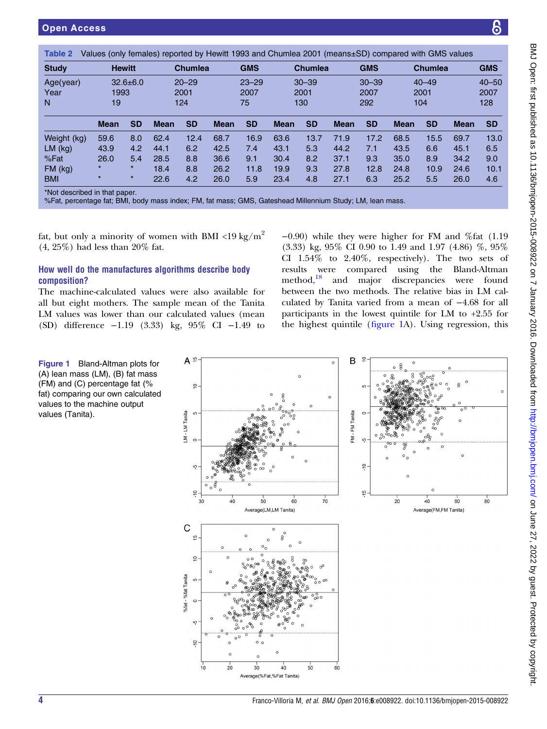**Table 2** Values (only females) reported by Hewitt 1993 and Chumlea 2001 (means±SD) compared with GMS values

| Study | Hewitt | | Chumlea | | GMS | | Chumlea | | GMS | | Chumlea | | GMS | |
|---|---|---|---|---|---|---|---|---|---|---|---|---|---|---|
| Age(year) | 32.6±6.0 | | 20–29 | | 23–29 | | 30–39 | | 30–39 | | 40–49 | | 40–50 | |
| Year | 1993 | | 2001 | | 2007 | | 2001 | | 2007 | | 2001 | | 2007 | |
| N | 19 | | 124 | | 75 | | 130 | | 292 | | 104 | | 128 | |
| | Mean | SD | Mean | SD | Mean | SD | Mean | SD | Mean | SD | Mean | SD | Mean | SD |
| Weight (kg) | 59.6 | 8.0 | 62.4 | 12.4 | 68.7 | 16.9 | 63.6 | 13.7 | 71.9 | 17.2 | 68.5 | 15.5 | 69.7 | 13.0 |
| LM (kg) | 43.9 | 4.2 | 44.1 | 6.2 | 42.5 | 7.4 | 43.1 | 5.3 | 44.2 | 7.1 | 43.5 | 6.6 | 45.1 | 6.5 |
| %Fat | 26.0 | 5.4 | 28.5 | 8.8 | 36.6 | 9.1 | 30.4 | 8.2 | 37.1 | 9.3 | 35.0 | 8.9 | 34.2 | 9.0 |
| FM (kg) | * | * | 18.4 | 8.8 | 26.2 | 11.8 | 19.9 | 9.3 | 27.8 | 12.8 | 24.8 | 10.9 | 24.6 | 10.1 |
| BMI | * | * | 22.6 | 4.2 | 26.0 | 5.9 | 23.4 | 4.8 | 27.1 | 6.3 | 25.2 | 5.5 | 26.0 | 4.6 |

*Not described in that paper.
%Fat, percentage fat; BMI, body mass index; FM, fat mass; GMS, Gateshead Millennium Study; LM, lean mass.

fat, but only a minority of women with BMI <19 kg/m$^2$ (4, 25%) had less than 20% fat.

### How well do the manufactures algorithms describe body composition?

The machine-calculated values were also available for all but eight mothers. The sample mean of the Tanita LM values was lower than our calculated values (mean (SD) difference −1.19 (3.33) kg, 95% CI −1.49 to −0.90) while they were higher for FM and %fat (1.19 (3.33) kg, 95% CI 0.90 to 1.49 and 1.97 (4.86) %, 95% CI 1.54% to 2.40%, respectively). The two sets of results were compared using the Bland-Altman method,[18] and major discrepancies were found between the two methods. The relative bias in LM calculated by Tanita varied from a mean of −4.68 for all participants in the lowest quintile for LM to +2.55 for the highest quintile (figure 1A). Using regression, this

**Figure 1** Bland-Altman plots for (A) lean mass (LM), (B) fat mass (FM) and (C) percentage fat (% fat) comparing our own calculated values to the machine output values (Tanita).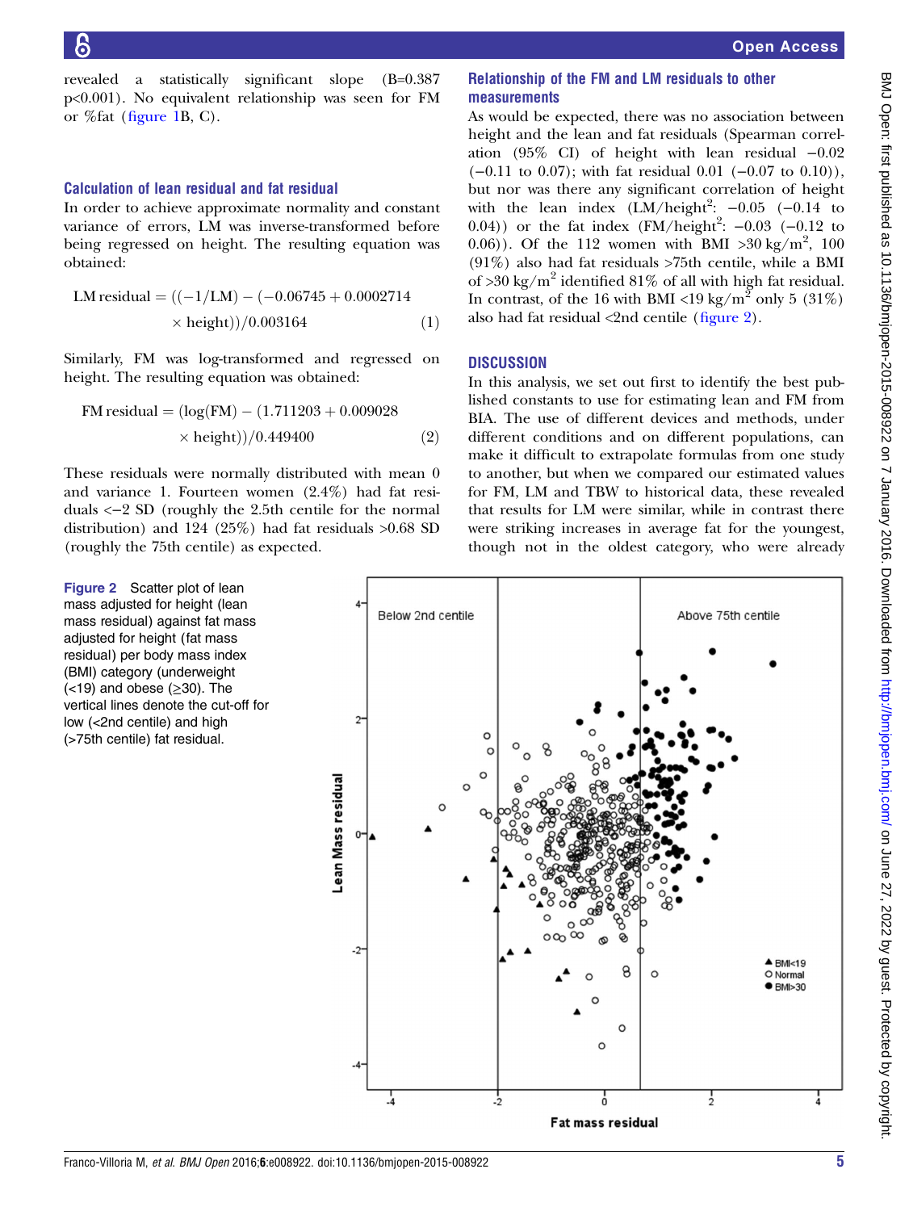revealed a statistically significant slope (B=0.387 p<0.001). No equivalent relationship was seen for FM or %fat (figure 1B, C).

### Calculation of lean residual and fat residual

In order to achieve approximate normality and constant variance of errors, LM was inverse-transformed before being regressed on height. The resulting equation was obtained:

$$\text{LM residual} = ((-1/\text{LM}) - (-0.06745 + 0.0002714 \times \text{height}))/0.003164 \quad (1)$$

Similarly, FM was log-transformed and regressed on height. The resulting equation was obtained:

$$\text{FM residual} = (\log(\text{FM}) - (1.711203 + 0.009028 \times \text{height}))/0.449400 \quad (2)$$

These residuals were normally distributed with mean 0 and variance 1. Fourteen women (2.4%) had fat residuals <−2 SD (roughly the 2.5th centile for the normal distribution) and 124 (25%) had fat residuals >0.68 SD (roughly the 75th centile) as expected.

### Relationship of the FM and LM residuals to other measurements

As would be expected, there was no association between height and the lean and fat residuals (Spearman correlation (95% CI) of height with lean residual −0.02 (−0.11 to 0.07); with fat residual 0.01 (−0.07 to 0.10)), but nor was there any significant correlation of height with the lean index (LM/height$^2$: −0.05 (−0.14 to 0.04)) or the fat index (FM/height$^2$: −0.03 (−0.12 to 0.06)). Of the 112 women with BMI >30 kg/m$^2$, 100 (91%) also had fat residuals >75th centile, while a BMI of >30 kg/m$^2$ identified 81% of all with high fat residual. In contrast, of the 16 with BMI <19 kg/m$^2$ only 5 (31%) also had fat residual <2nd centile (figure 2).

## DISCUSSION

In this analysis, we set out first to identify the best published constants to use for estimating lean and FM from BIA. The use of different devices and methods, under different conditions and on different populations, can make it difficult to extrapolate formulas from one study to another, but when we compared our estimated values for FM, LM and TBW to historical data, these revealed that results for LM were similar, while in contrast there were striking increases in average fat for the youngest, though not in the oldest category, who were already

Figure 2 Scatter plot of lean mass adjusted for height (lean mass residual) against fat mass adjusted for height (fat mass residual) per body mass index (BMI) category (underweight (<19) and obese (≥30). The vertical lines denote the cut-off for low (<2nd centile) and high (>75th centile) fat residual.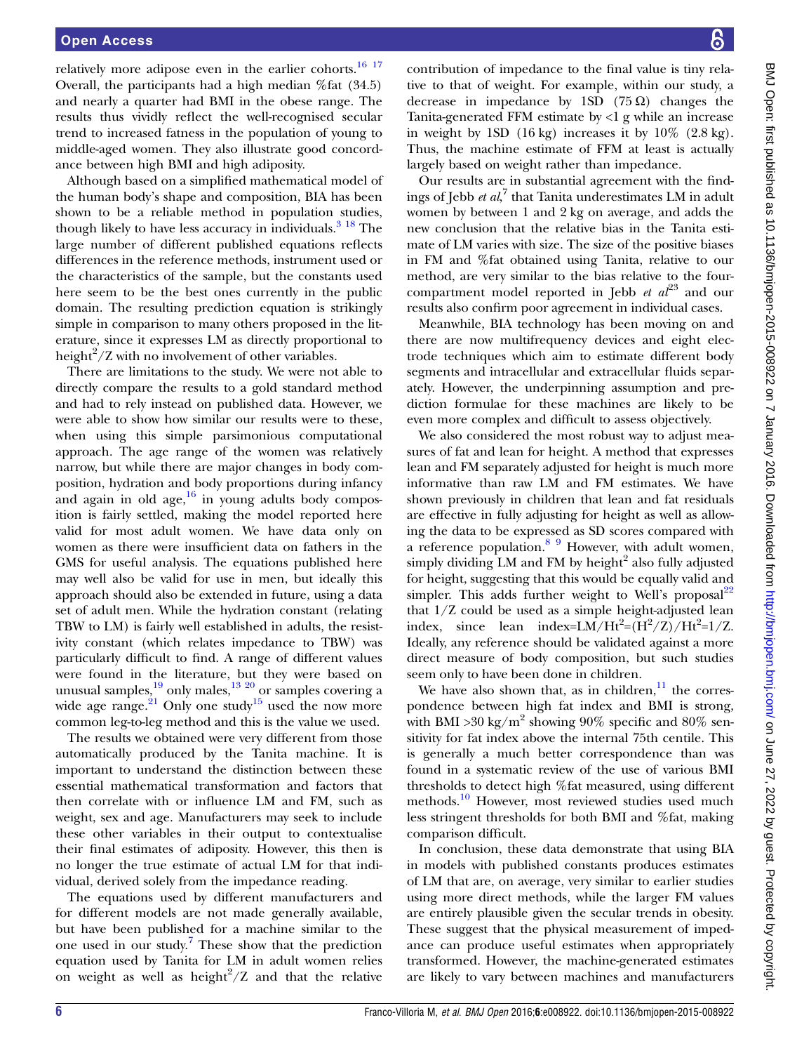relatively more adipose even in the earlier cohorts.[16 17] Overall, the participants had a high median %fat (34.5) and nearly a quarter had BMI in the obese range. The results thus vividly reflect the well-recognised secular trend to increased fatness in the population of young to middle-aged women. They also illustrate good concordance between high BMI and high adiposity.

Although based on a simplified mathematical model of the human body's shape and composition, BIA has been shown to be a reliable method in population studies, though likely to have less accuracy in individuals.[3 18] The large number of different published equations reflects differences in the reference methods, instrument used or the characteristics of the sample, but the constants used here seem to be the best ones currently in the public domain. The resulting prediction equation is strikingly simple in comparison to many others proposed in the literature, since it expresses LM as directly proportional to height$^2$/Z with no involvement of other variables.

There are limitations to the study. We were not able to directly compare the results to a gold standard method and had to rely instead on published data. However, we were able to show how similar our results were to these, when using this simple parsimonious computational approach. The age range of the women was relatively narrow, but while there are major changes in body composition, hydration and body proportions during infancy and again in old age,[16] in young adults body composition is fairly settled, making the model reported here valid for most adult women. We have data only on women as there were insufficient data on fathers in the GMS for useful analysis. The equations published here may well also be valid for use in men, but ideally this approach should also be extended in future, using a data set of adult men. While the hydration constant (relating TBW to LM) is fairly well established in adults, the resistivity constant (which relates impedance to TBW) was particularly difficult to find. A range of different values were found in the literature, but they were based on unusual samples,[19] only males,[13 20] or samples covering a wide age range.[21] Only one study[15] used the now more common leg-to-leg method and this is the value we used.

The results we obtained were very different from those automatically produced by the Tanita machine. It is important to understand the distinction between these essential mathematical transformation and factors that then correlate with or influence LM and FM, such as weight, sex and age. Manufacturers may seek to include these other variables in their output to contextualise their final estimates of adiposity. However, this then is no longer the true estimate of actual LM for that individual, derived solely from the impedance reading.

The equations used by different manufacturers and for different models are not made generally available, but have been published for a machine similar to the one used in our study.[7] These show that the prediction equation used by Tanita for LM in adult women relies on weight as well as height$^2$/Z and that the relative contribution of impedance to the final value is tiny relative to that of weight. For example, within our study, a decrease in impedance by 1SD (75 Ω) changes the Tanita-generated FFM estimate by <1 g while an increase in weight by 1SD (16 kg) increases it by 10% (2.8 kg). Thus, the machine estimate of FFM at least is actually largely based on weight rather than impedance.

Our results are in substantial agreement with the findings of Jebb *et al*,[7] that Tanita underestimates LM in adult women by between 1 and 2 kg on average, and adds the new conclusion that the relative bias in the Tanita estimate of LM varies with size. The size of the positive biases in FM and %fat obtained using Tanita, relative to our method, are very similar to the bias relative to the four-compartment model reported in Jebb *et al*[23] and our results also confirm poor agreement in individual cases.

Meanwhile, BIA technology has been moving on and there are now multifrequency devices and eight electrode techniques which aim to estimate different body segments and intracellular and extracellular fluids separately. However, the underpinning assumption and prediction formulae for these machines are likely to be even more complex and difficult to assess objectively.

We also considered the most robust way to adjust measures of fat and lean for height. A method that expresses lean and FM separately adjusted for height is much more informative than raw LM and FM estimates. We have shown previously in children that lean and fat residuals are effective in fully adjusting for height as well as allowing the data to be expressed as SD scores compared with a reference population.[8 9] However, with adult women, simply dividing LM and FM by height$^2$ also fully adjusted for height, suggesting that this would be equally valid and simpler. This adds further weight to Well's proposal[22] that 1/Z could be used as a simple height-adjusted lean index, since lean index=LM/Ht$^2$=(H$^2$/Z)/Ht$^2$=1/Z. Ideally, any reference should be validated against a more direct measure of body composition, but such studies seem only to have been done in children.

We have also shown that, as in children,[11] the correspondence between high fat index and BMI is strong, with BMI >30 kg/m$^2$ showing 90% specific and 80% sensitivity for fat index above the internal 75th centile. This is generally a much better correspondence than was found in a systematic review of the use of various BMI thresholds to detect high %fat measured, using different methods.[10] However, most reviewed studies used much less stringent thresholds for both BMI and %fat, making comparison difficult.

In conclusion, these data demonstrate that using BIA in models with published constants produces estimates of LM that are, on average, very similar to earlier studies using more direct methods, while the larger FM values are entirely plausible given the secular trends in obesity. These suggest that the physical measurement of impedance can produce useful estimates when appropriately transformed. However, the machine-generated estimates are likely to vary between machines and manufacturers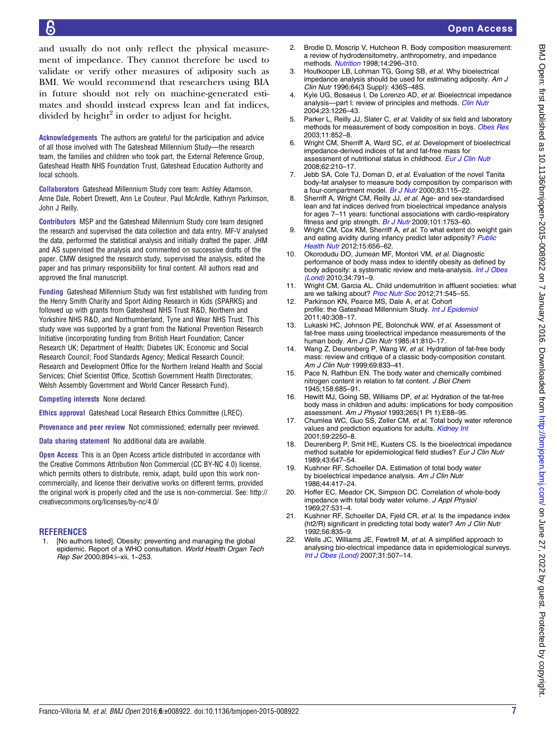and usually do not only reflect the physical measurement of impedance. They cannot therefore be used to validate or verify other measures of adiposity such as BMI. We would recommend that researchers using BIA in future should not rely on machine-generated estimates and should instead express lean and fat indices, divided by height$^2$ in order to adjust for height.

**Acknowledgements** The authors are grateful for the participation and advice of all those involved with The Gateshead Millennium Study—the research team, the families and children who took part, the External Reference Group, Gateshead Health NHS Foundation Trust, Gateshead Education Authority and local schools.

**Collaborators** Gateshead Millennium Study core team: Ashley Adamson, Anne Dale, Robert Drewett, Ann Le Couteur, Paul McArdle, Kathryn Parkinson, John J Reilly.

**Contributors** MSP and the Gateshead Millennium Study core team designed the research and supervised the data collection and data entry. MF-V analysed the data, performed the statistical analysis and initially drafted the paper. JHM and AS supervised the analysis and commented on successive drafts of the paper. CMW designed the research study, supervised the analysis, edited the paper and has primary responsibility for final content. All authors read and approved the final manuscript.

**Funding** Gateshead Millennium Study was first established with funding from the Henry Smith Charity and Sport Aiding Research in Kids (SPARKS) and followed up with grants from Gateshead NHS Trust R&D, Northern and Yorkshire NHS R&D, and Northumberland, Tyne and Wear NHS Trust. This study wave was supported by a grant from the National Prevention Research Initiative (incorporating funding from British Heart Foundation; Cancer Research UK; Department of Health; Diabetes UK; Economic and Social Research Council; Food Standards Agency; Medical Research Council; Research and Development Office for the Northern Ireland Health and Social Services; Chief Scientist Office, Scottish Government Health Directorates; Welsh Assembly Government and World Cancer Research Fund).

**Competing interests** None declared.

**Ethics approval** Gateshead Local Research Ethics Committee (LREC).

**Provenance and peer review** Not commissioned; externally peer reviewed.

**Data sharing statement** No additional data are available.

**Open Access** This is an Open Access article distributed in accordance with the Creative Commons Attribution Non Commercial (CC BY-NC 4.0) license, which permits others to distribute, remix, adapt, build upon this work non-commercially, and license their derivative works on different terms, provided the original work is properly cited and the use is non-commercial. See: http://creativecommons.org/licenses/by-nc/4.0/

## REFERENCES

1. [No authors listed]. Obesity: preventing and managing the global epidemic. Report of a WHO consultation. *World Health Organ Tech Rep Ser* 2000;894:i–xii, 1–253.
2. Brodie D, Moscrip V, Hutcheon R. Body composition measurement: a review of hydrodensitometry, anthropometry, and impedance methods. *Nutrition* 1998;14:296–310.
3. Houtkooper LB, Lohman TG, Going SB, *et al*. Why bioelectrical impedance analysis should be used for estimating adiposity. *Am J Clin Nutr* 1996;64(3 Suppl): 436S–48S.
4. Kyle UG, Bosaeus I, De Lorenzo AD, *et al*. Bioelectrical impedance analysis—part I: review of principles and methods. *Clin Nutr* 2004;23:1226–43.
5. Parker L, Reilly JJ, Slater C, *et al*. Validity of six field and laboratory methods for measurement of body composition in boys. *Obes Res* 2003;11:852–8.
6. Wright CM, Sherriff A, Ward SC, *et al*. Development of bioelectrical impedance-derived indices of fat and fat-free mass for assessment of nutritional status in childhood. *Eur J Clin Nutr* 2008;62:210–17.
7. Jebb SA, Cole TJ, Doman D, *et al*. Evaluation of the novel Tanita body-fat analyser to measure body composition by comparison with a four-compartment model. *Br J Nutr* 2000;83:115–22.
8. Sherriff A, Wright CM, Reilly JJ, *et al*. Age- and sex-standardised lean and fat indices derived from bioelectrical impedance analysis for ages 7–11 years: functional associations with cardio-respiratory fitness and grip strength. *Br J Nutr* 2009;101:1753–60.
9. Wright CM, Cox KM, Sherriff A, *et al*. To what extent do weight gain and eating avidity during infancy predict later adiposity? *Public Health Nutr* 2012;15:656–62.
10. Okorodudu DO, Jumean MF, Montori VM, *et al*. Diagnostic performance of body mass index to identify obesity as defined by body adiposity: a systematic review and meta-analysis. *Int J Obes (Lond)* 2010;34:791–9.
11. Wright CM, Garcia AL. Child undernutrition in affluent societies: what are we talking about? *Proc Nutr Soc* 2012;71:545–55.
12. Parkinson KN, Pearce MS, Dale A, *et al*. Cohort profile: the Gateshead Millennium Study. *Int J Epidemiol* 2011;40:308–17.
13. Lukaski HC, Johnson PE, Bolonchuk WW, *et al*. Assessment of fat-free mass using bioelectrical impedance measurements of the human body. *Am J Clin Nutr* 1985;41:810–17.
14. Wang Z, Deurenberg P, Wang W, *et al*. Hydration of fat-free body mass: review and critique of a classic body-composition constant. *Am J Clin Nutr* 1999;69:833–41.
15. Pace N, Rathbun EN. The body water and chemically combined nitrogen content in relation to fat content. *J Biol Chem* 1945;158:685–91.
16. Hewitt MJ, Going SB, Williams DP, *et al*. Hydration of the fat-free body mass in children and adults: implications for body composition assessment. *Am J Physiol* 1993;265(1 Pt 1):E88–95.
17. Chumlea WC, Guo SS, Zeller CM, *et al*. Total body water reference values and prediction equations for adults. *Kidney Int* 2001;59:2250–8.
18. Deurenberg P, Smit HE, Kusters CS. Is the bioelectrical impedance method suitable for epidemiological field studies? *Eur J Clin Nutr* 1989;43:647–54.
19. Kushner RF, Schoeller DA. Estimation of total body water by bioelectrical impedance analysis. *Am J Clin Nutr* 1986;44:417–24.
20. Hoffer EC, Meador CK, Simpson DC. Correlation of whole-body impedance with total body water volume. *J Appl Physiol* 1969;27:531–4.
21. Kushner RF, Schoeller DA, Fjeld CR, *et al*. Is the impedance index (ht2/R) significant in predicting total body water? *Am J Clin Nutr* 1992;56:835–9.
22. Wells JC, Williams JE, Fewtrell M, *et al*. A simplified approach to analysing bio-electrical impedance data in epidemiological surveys. *Int J Obes (Lond)* 2007;31:507–14.